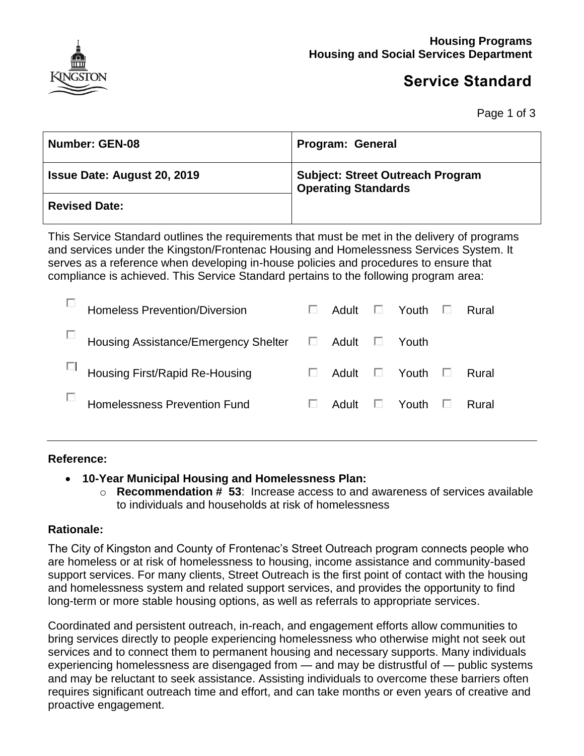**Housing Programs**
**Housing and Social Services Department**

# Service Standard

| Number: GEN-08 | Program: General |
|---|---|
| Issue Date: August 20, 2019 | Subject: Street Outreach Program Operating Standards |
| Revised Date: | |

This Service Standard outlines the requirements that must be met in the delivery of programs and services under the Kingston/Frontenac Housing and Homelessness Services System. It serves as a reference when developing in-house policies and procedures to ensure that compliance is achieved. This Service Standard pertains to the following program area:

| | | | | |
|---|---|---|---|---|
| ☐ Homeless Prevention/Diversion | ☐ Adult | ☐ Youth | ☐ Rural |
| ☐ Housing Assistance/Emergency Shelter | ☐ Adult | ☐ Youth | |
| ☐ Housing First/Rapid Re-Housing | ☐ Adult | ☐ Youth | ☐ Rural |
| ☐ Homelessness Prevention Fund | ☐ Adult | ☐ Youth | ☐ Rural |

---

**Reference:**

- **10-Year Municipal Housing and Homelessness Plan:**
  - **Recommendation # 53**: Increase access to and awareness of services available to individuals and households at risk of homelessness

**Rationale:**

The City of Kingston and County of Frontenac's Street Outreach program connects people who are homeless or at risk of homelessness to housing, income assistance and community-based support services. For many clients, Street Outreach is the first point of contact with the housing and homelessness system and related support services, and provides the opportunity to find long-term or more stable housing options, as well as referrals to appropriate services.

Coordinated and persistent outreach, in-reach, and engagement efforts allow communities to bring services directly to people experiencing homelessness who otherwise might not seek out services and to connect them to permanent housing and necessary supports. Many individuals experiencing homelessness are disengaged from — and may be distrustful of — public systems and may be reluctant to seek assistance. Assisting individuals to overcome these barriers often requires significant outreach time and effort, and can take months or even years of creative and proactive engagement.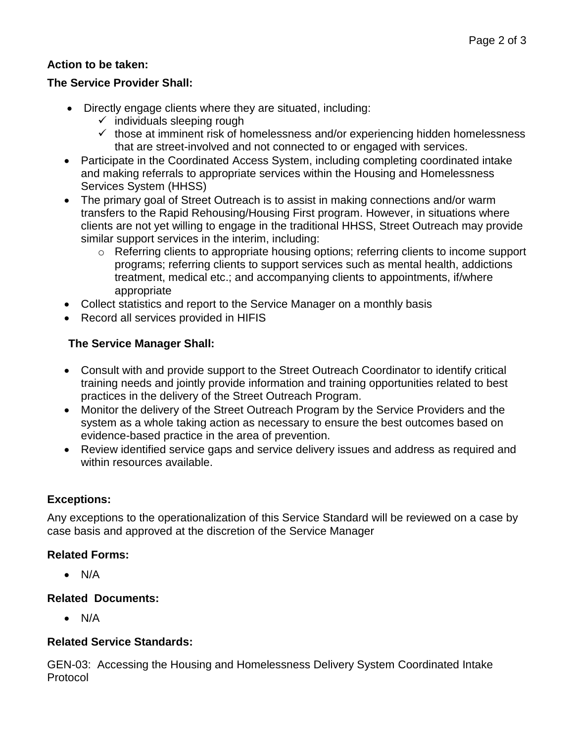**Action to be taken:**

**The Service Provider Shall:**

- Directly engage clients where they are situated, including:
  - ✓ individuals sleeping rough
  - ✓ those at imminent risk of homelessness and/or experiencing hidden homelessness that are street-involved and not connected to or engaged with services.
- Participate in the Coordinated Access System, including completing coordinated intake and making referrals to appropriate services within the Housing and Homelessness Services System (HHSS)
- The primary goal of Street Outreach is to assist in making connections and/or warm transfers to the Rapid Rehousing/Housing First program. However, in situations where clients are not yet willing to engage in the traditional HHSS, Street Outreach may provide similar support services in the interim, including:
  - Referring clients to appropriate housing options; referring clients to income support programs; referring clients to support services such as mental health, addictions treatment, medical etc.; and accompanying clients to appointments, if/where appropriate
- Collect statistics and report to the Service Manager on a monthly basis
- Record all services provided in HIFIS

**The Service Manager Shall:**

- Consult with and provide support to the Street Outreach Coordinator to identify critical training needs and jointly provide information and training opportunities related to best practices in the delivery of the Street Outreach Program.
- Monitor the delivery of the Street Outreach Program by the Service Providers and the system as a whole taking action as necessary to ensure the best outcomes based on evidence-based practice in the area of prevention.
- Review identified service gaps and service delivery issues and address as required and within resources available.

**Exceptions:**

Any exceptions to the operationalization of this Service Standard will be reviewed on a case by case basis and approved at the discretion of the Service Manager

**Related Forms:**

- N/A

**Related Documents:**

- N/A

**Related Service Standards:**

GEN-03: Accessing the Housing and Homelessness Delivery System Coordinated Intake Protocol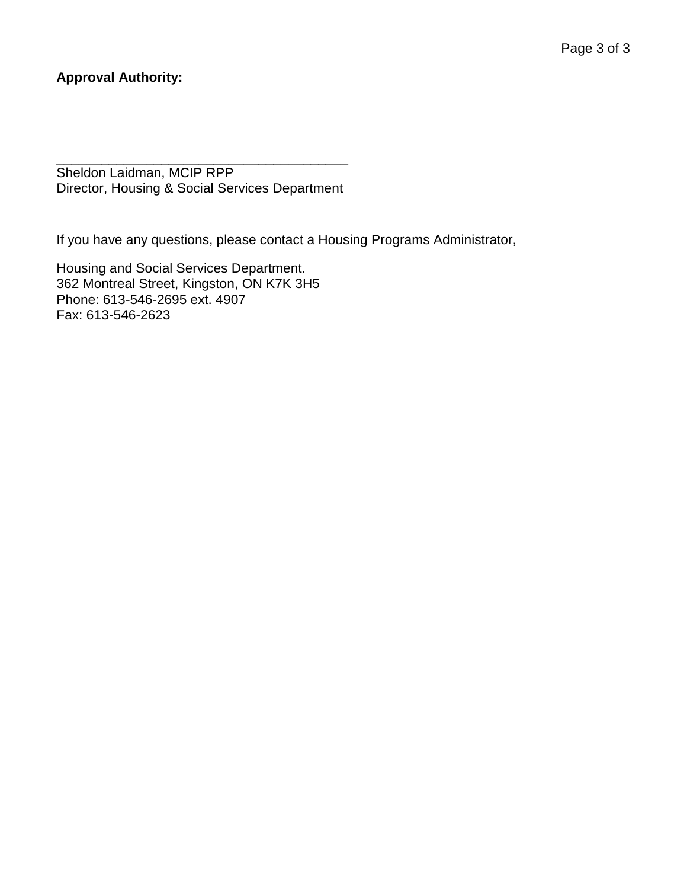**Approval Authority:**

\_\_\_\_\_\_\_\_\_\_\_\_\_\_\_\_\_\_\_\_\_\_\_\_\_\_\_\_\_\_\_\_\_\_\_\_\_\_\_\_

Sheldon Laidman, MCIP RPP
Director, Housing & Social Services Department

If you have any questions, please contact a Housing Programs Administrator,

Housing and Social Services Department.
362 Montreal Street, Kingston, ON K7K 3H5
Phone: 613-546-2695 ext. 4907
Fax: 613-546-2623